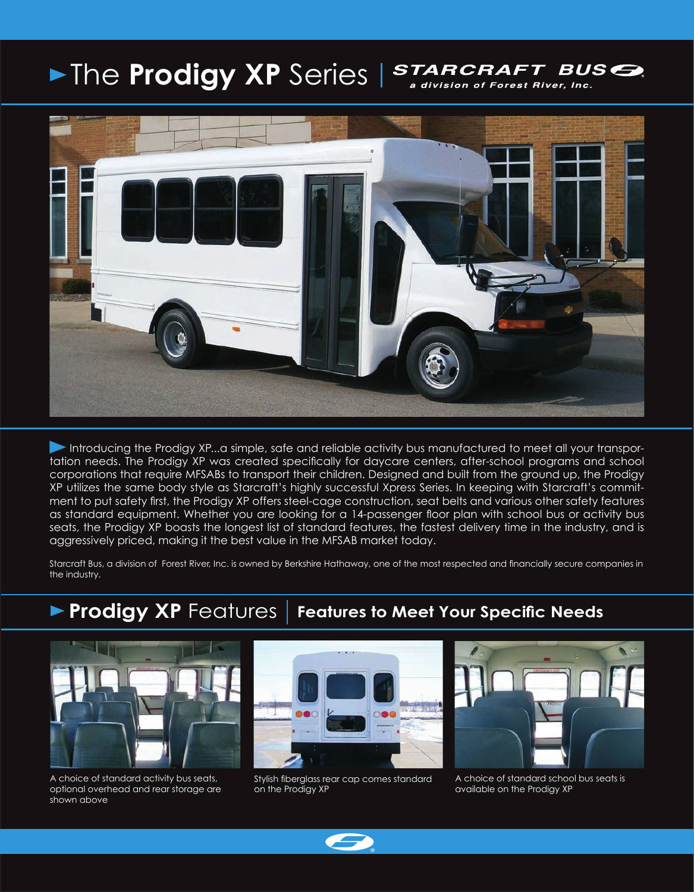# The **Prodigy XP** Series | STARCRAFT BUS

*a division of Forest River, Inc.*

Introducing the Prodigy XP...a simple, safe and reliable activity bus manufactured to meet all your transportation needs. The Prodigy XP was created specifically for daycare centers, after-school programs and school corporations that require MFSABs to transport their children. Designed and built from the ground up, the Prodigy XP utilizes the same body style as Starcraft's highly successful Xpress Series. In keeping with Starcraft's commitment to put safety first, the Prodigy XP offers steel-cage construction, seat belts and various other safety features as standard equipment. Whether you are looking for a 14-passenger floor plan with school bus or activity bus seats, the Prodigy XP boasts the longest list of standard features, the fastest delivery time in the industry, and is aggressively priced, making it the best value in the MFSAB market today.

Starcraft Bus, a division of Forest River, Inc. is owned by Berkshire Hathaway, one of the most respected and financially secure companies in the industry.

## **Prodigy XP** Features | **Features to Meet Your Specific Needs**

A choice of standard activity bus seats, optional overhead and rear storage are shown above

Stylish fiberglass rear cap comes standard on the Prodigy XP

A choice of standard school bus seats is available on the Prodigy XP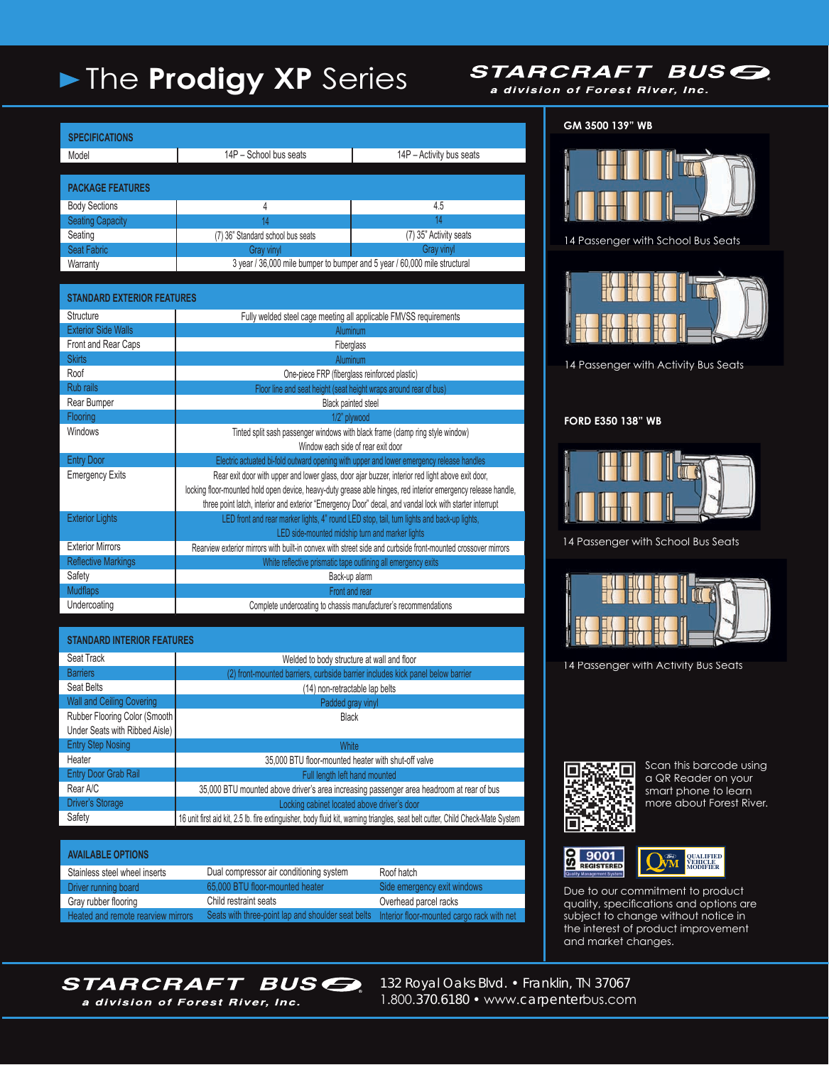# ► The **Prodigy XP** Series

STARCRAFT BUS
a division of Forest River, Inc.

| SPECIFICATIONS | | |
|---|---|---|
| Model | 14P – School bus seats | 14P – Activity bus seats |

| PACKAGE FEATURES | | |
|---|---|---|
| Body Sections | 4 | 4.5 |
| Seating Capacity | 14 | 14 |
| Seating | (7) 36" Standard school bus seats | (7) 35" Activity seats |
| Seat Fabric | Gray vinyl | Gray vinyl |
| Warranty | 3 year / 36,000 mile bumper to bumper and 5 year / 60,000 mile structural | |

| STANDARD EXTERIOR FEATURES | |
|---|---|
| Structure | Fully welded steel cage meeting all applicable FMVSS requirements |
| Exterior Side Walls | Aluminum |
| Front and Rear Caps | Fiberglass |
| Skirts | Aluminum |
| Roof | One-piece FRP (fiberglass reinforced plastic) |
| Rub rails | Floor line and seat height (seat height wraps around rear of bus) |
| Rear Bumper | Black painted steel |
| Flooring | 1/2" plywood |
| Windows | Tinted split sash passenger windows with black frame (clamp ring style window) Window each side of rear exit door |
| Entry Door | Electric actuated bi-fold outward opening with upper and lower emergency release handles |
| Emergency Exits | Rear exit door with upper and lower glass, door ajar buzzer, interior red light above exit door, locking floor-mounted hold open device, heavy-duty grease able hinges, red interior emergency release handle, three point latch, interior and exterior "Emergency Door" decal, and vandal lock with starter interrupt |
| Exterior Lights | LED front and rear marker lights, 4" round LED stop, tail, turn lights and back-up lights, LED side-mounted midship turn and marker lights |
| Exterior Mirrors | Rearview exterior mirrors with built-in convex with street side and curbside front-mounted crossover mirrors |
| Reflective Markings | White reflective prismatic tape outlining all emergency exits |
| Safety | Back-up alarm |
| Mudflaps | Front and rear |
| Undercoating | Complete undercoating to chassis manufacturer's recommendations |

| STANDARD INTERIOR FEATURES | |
|---|---|
| Seat Track | Welded to body structure at wall and floor |
| Barriers | (2) front-mounted barriers, curbside barrier includes kick panel below barrier |
| Seat Belts | (14) non-retractable lap belts |
| Wall and Ceiling Covering | Padded gray vinyl |
| Rubber Flooring Color (Smooth Under Seats with Ribbed Aisle) | Black |
| Entry Step Nosing | White |
| Heater | 35,000 BTU floor-mounted heater with shut-off valve |
| Entry Door Grab Rail | Full length left hand mounted |
| Rear A/C | 35,000 BTU mounted above driver's area increasing passenger area headroom at rear of bus |
| Driver's Storage | Locking cabinet located above driver's door |
| Safety | 16 unit first aid kit, 2.5 lb. fire extinguisher, body fluid kit, warning triangles, seat belt cutter, Child Check-Mate System |

| AVAILABLE OPTIONS | | |
|---|---|---|
| Stainless steel wheel inserts | Dual compressor air conditioning system | Roof hatch |
| Driver running board | 65,000 BTU floor-mounted heater | Side emergency exit windows |
| Gray rubber flooring | Child restraint seats | Overhead parcel racks |
| Heated and remote rearview mirrors | Seats with three-point lap and shoulder seat belts | Interior floor-mounted cargo rack with net |

**GM 3500 139" WB**

14 Passenger with School Bus Seats

14 Passenger with Activity Bus Seats

**FORD E350 138" WB**

14 Passenger with School Bus Seats

14 Passenger with Activity Bus Seats

Scan this barcode using a QR Reader on your smart phone to learn more about Forest River.

ISO 9001 REGISTERED Quality Management System

QVM Qualified Vehicle Modifier

Due to our commitment to product quality, specifications and options are subject to change without notice in the interest of product improvement and market changes.

STARCRAFT BUS
a division of Forest River, Inc.

132 Royal Oaks Blvd. • Franklin, TN 37067
1.800.370.6180 • www.carpenterbus.com